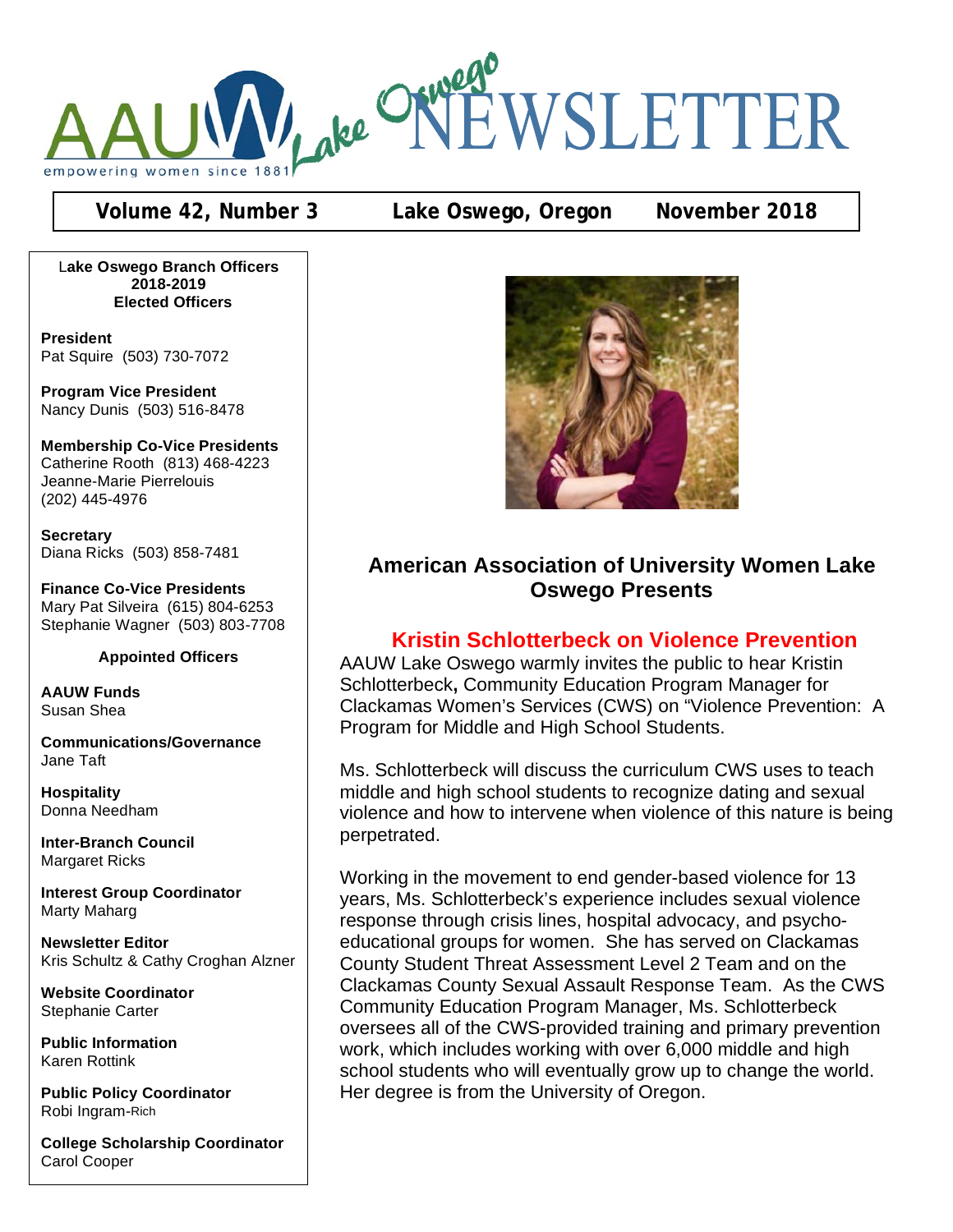# AAUW Lake Oswego NEWSLETTER

empowering women since 1881

**Volume 42, Number 3** **Lake Oswego, Oregon** **November 2018**

**Lake Oswego Branch Officers 2018-2019**
**Elected Officers**

**President**
Pat Squire (503) 730-7072

**Program Vice President**
Nancy Dunis (503) 516-8478

**Membership Co-Vice Presidents**
Catherine Rooth (813) 468-4223
Jeanne-Marie Pierrelouis (202) 445-4976

**Secretary**
Diana Ricks (503) 858-7481

**Finance Co-Vice Presidents**
Mary Pat Silveira (615) 804-6253
Stephanie Wagner (503) 803-7708

**Appointed Officers**

**AAUW Funds**
Susan Shea

**Communications/Governance**
Jane Taft

**Hospitality**
Donna Needham

**Inter-Branch Council**
Margaret Ricks

**Interest Group Coordinator**
Marty Maharg

**Newsletter Editor**
Kris Schultz & Cathy Croghan Alzner

**Website Coordinator**
Stephanie Carter

**Public Information**
Karen Rottink

**Public Policy Coordinator**
Robi Ingram-Rich

**College Scholarship Coordinator**
Carol Cooper

## American Association of University Women Lake Oswego Presents

### Kristin Schlotterbeck on Violence Prevention

AAUW Lake Oswego warmly invites the public to hear Kristin Schlotterbeck**,** Community Education Program Manager for Clackamas Women's Services (CWS) on "Violence Prevention: A Program for Middle and High School Students.

Ms. Schlotterbeck will discuss the curriculum CWS uses to teach middle and high school students to recognize dating and sexual violence and how to intervene when violence of this nature is being perpetrated.

Working in the movement to end gender-based violence for 13 years, Ms. Schlotterbeck's experience includes sexual violence response through crisis lines, hospital advocacy, and psycho-educational groups for women. She has served on Clackamas County Student Threat Assessment Level 2 Team and on the Clackamas County Sexual Assault Response Team. As the CWS Community Education Program Manager, Ms. Schlotterbeck oversees all of the CWS-provided training and primary prevention work, which includes working with over 6,000 middle and high school students who will eventually grow up to change the world. Her degree is from the University of Oregon.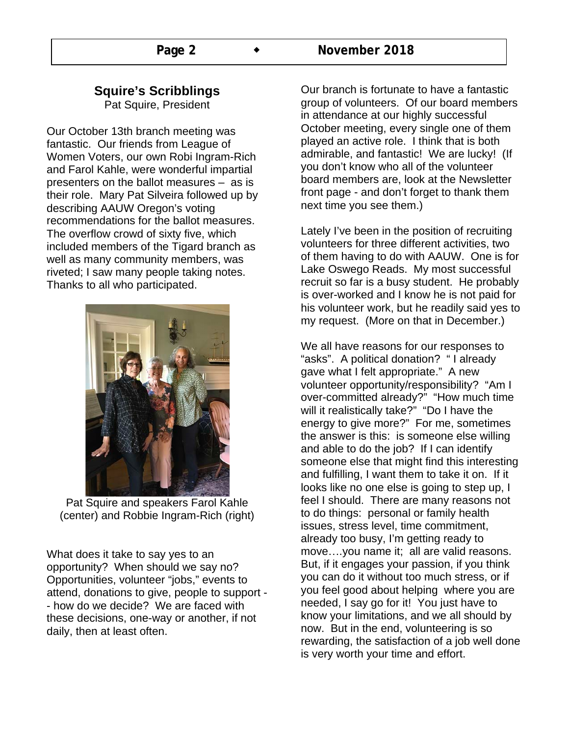## Squire's Scribblings

Pat Squire, President

Our October 13th branch meeting was fantastic. Our friends from League of Women Voters, our own Robi Ingram-Rich and Farol Kahle, were wonderful impartial presenters on the ballot measures – as is their role. Mary Pat Silveira followed up by describing AAUW Oregon's voting recommendations for the ballot measures. The overflow crowd of sixty five, which included members of the Tigard branch as well as many community members, was riveted; I saw many people taking notes. Thanks to all who participated.

Pat Squire and speakers Farol Kahle (center) and Robbie Ingram-Rich (right)

What does it take to say yes to an opportunity? When should we say no? Opportunities, volunteer "jobs," events to attend, donations to give, people to support -- how do we decide? We are faced with these decisions, one-way or another, if not daily, then at least often.

Our branch is fortunate to have a fantastic group of volunteers. Of our board members in attendance at our highly successful October meeting, every single one of them played an active role. I think that is both admirable, and fantastic! We are lucky! (If you don't know who all of the volunteer board members are, look at the Newsletter front page - and don't forget to thank them next time you see them.)

Lately I've been in the position of recruiting volunteers for three different activities, two of them having to do with AAUW. One is for Lake Oswego Reads. My most successful recruit so far is a busy student. He probably is over-worked and I know he is not paid for his volunteer work, but he readily said yes to my request. (More on that in December.)

We all have reasons for our responses to "asks". A political donation? " I already gave what I felt appropriate." A new volunteer opportunity/responsibility? "Am I over-committed already?" "How much time will it realistically take?" "Do I have the energy to give more?" For me, sometimes the answer is this: is someone else willing and able to do the job? If I can identify someone else that might find this interesting and fulfilling, I want them to take it on. If it looks like no one else is going to step up, I feel I should. There are many reasons not to do things: personal or family health issues, stress level, time commitment, already too busy, I'm getting ready to move….you name it; all are valid reasons. But, if it engages your passion, if you think you can do it without too much stress, or if you feel good about helping where you are needed, I say go for it! You just have to know your limitations, and we all should by now. But in the end, volunteering is so rewarding, the satisfaction of a job well done is very worth your time and effort.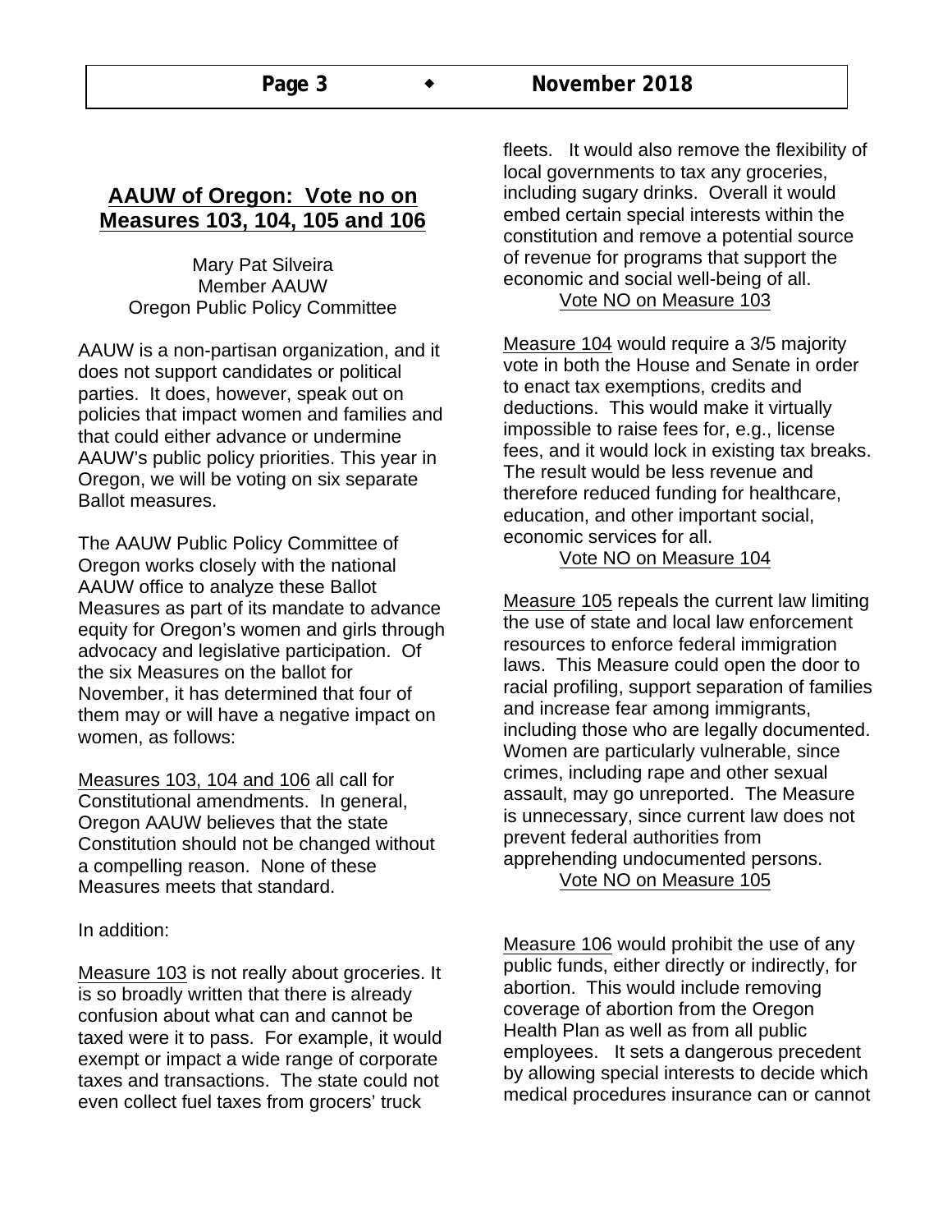## AAUW of Oregon: Vote no on Measures 103, 104, 105 and 106

Mary Pat Silveira
Member AAUW
Oregon Public Policy Committee

AAUW is a non-partisan organization, and it does not support candidates or political parties. It does, however, speak out on policies that impact women and families and that could either advance or undermine AAUW's public policy priorities. This year in Oregon, we will be voting on six separate Ballot measures.

The AAUW Public Policy Committee of Oregon works closely with the national AAUW office to analyze these Ballot Measures as part of its mandate to advance equity for Oregon's women and girls through advocacy and legislative participation. Of the six Measures on the ballot for November, it has determined that four of them may or will have a negative impact on women, as follows:

Measures 103, 104 and 106 all call for Constitutional amendments. In general, Oregon AAUW believes that the state Constitution should not be changed without a compelling reason. None of these Measures meets that standard.

In addition:

Measure 103 is not really about groceries. It is so broadly written that there is already confusion about what can and cannot be taxed were it to pass. For example, it would exempt or impact a wide range of corporate taxes and transactions. The state could not even collect fuel taxes from grocers' truck fleets. It would also remove the flexibility of local governments to tax any groceries, including sugary drinks. Overall it would embed certain special interests within the constitution and remove a potential source of revenue for programs that support the economic and social well-being of all.

Vote NO on Measure 103

Measure 104 would require a 3/5 majority vote in both the House and Senate in order to enact tax exemptions, credits and deductions. This would make it virtually impossible to raise fees for, e.g., license fees, and it would lock in existing tax breaks. The result would be less revenue and therefore reduced funding for healthcare, education, and other important social, economic services for all.

Vote NO on Measure 104

Measure 105 repeals the current law limiting the use of state and local law enforcement resources to enforce federal immigration laws. This Measure could open the door to racial profiling, support separation of families and increase fear among immigrants, including those who are legally documented. Women are particularly vulnerable, since crimes, including rape and other sexual assault, may go unreported. The Measure is unnecessary, since current law does not prevent federal authorities from apprehending undocumented persons.

Vote NO on Measure 105

Measure 106 would prohibit the use of any public funds, either directly or indirectly, for abortion. This would include removing coverage of abortion from the Oregon Health Plan as well as from all public employees. It sets a dangerous precedent by allowing special interests to decide which medical procedures insurance can or cannot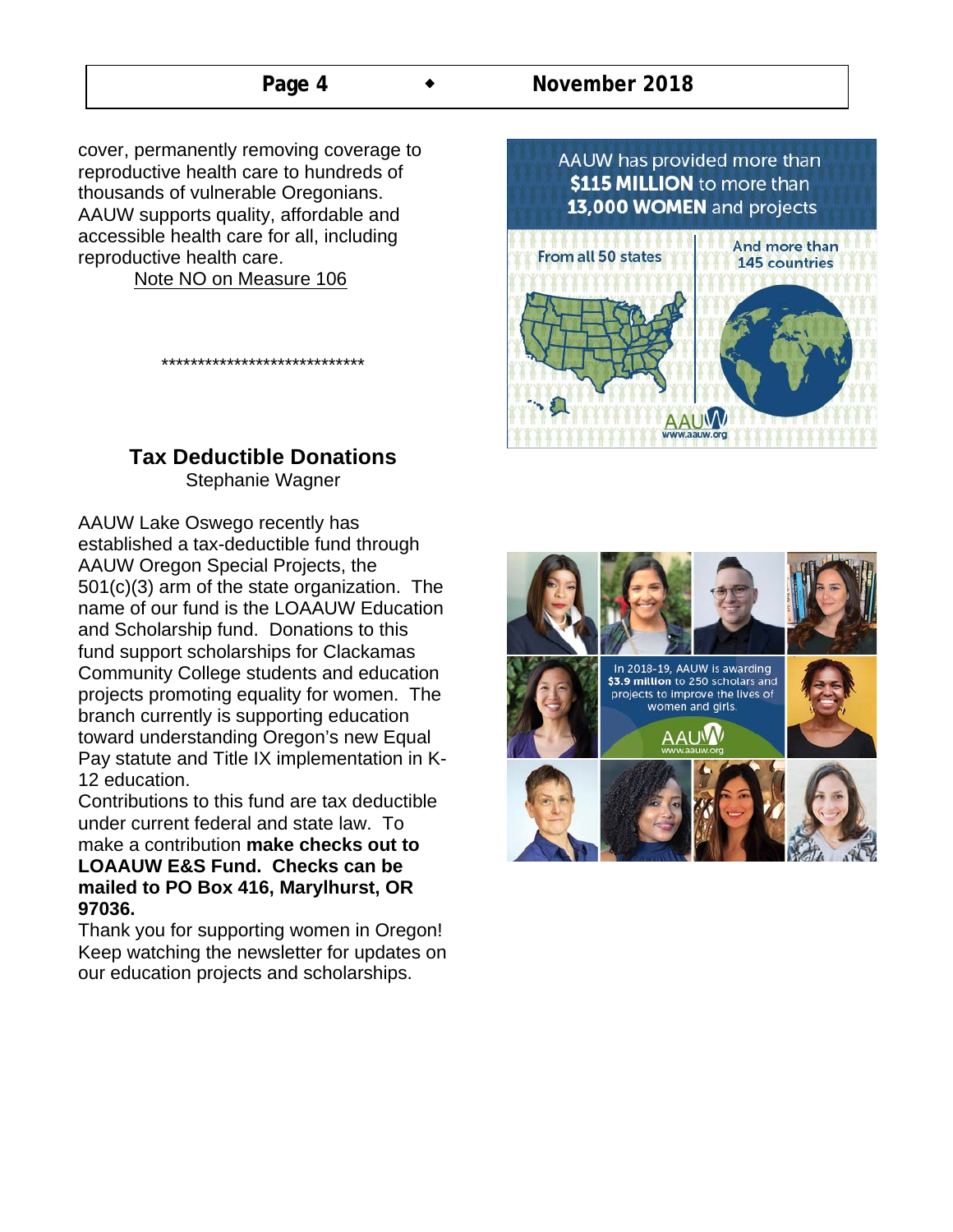cover, permanently removing coverage to reproductive health care to hundreds of thousands of vulnerable Oregonians. AAUW supports quality, affordable and accessible health care for all, including reproductive health care.

Note NO on Measure 106

*****************************

## Tax Deductible Donations

Stephanie Wagner

AAUW Lake Oswego recently has established a tax-deductible fund through AAUW Oregon Special Projects, the 501(c)(3) arm of the state organization. The name of our fund is the LOAAUW Education and Scholarship fund. Donations to this fund support scholarships for Clackamas Community College students and education projects promoting equality for women. The branch currently is supporting education toward understanding Oregon's new Equal Pay statute and Title IX implementation in K-12 education.

Contributions to this fund are tax deductible under current federal and state law. To make a contribution **make checks out to LOAAUW E&S Fund. Checks can be mailed to PO Box 416, Marylhurst, OR 97036.**

Thank you for supporting women in Oregon! Keep watching the newsletter for updates on our education projects and scholarships.

AAUW has provided more than **$115 MILLION** to more than **13,000 WOMEN** and projects

From all 50 states

And more than 145 countries

AAUW
www.aauw.org

In 2018-19, AAUW is awarding **$3.9 million** to 250 scholars and projects to improve the lives of women and girls.

AAUW
www.aauw.org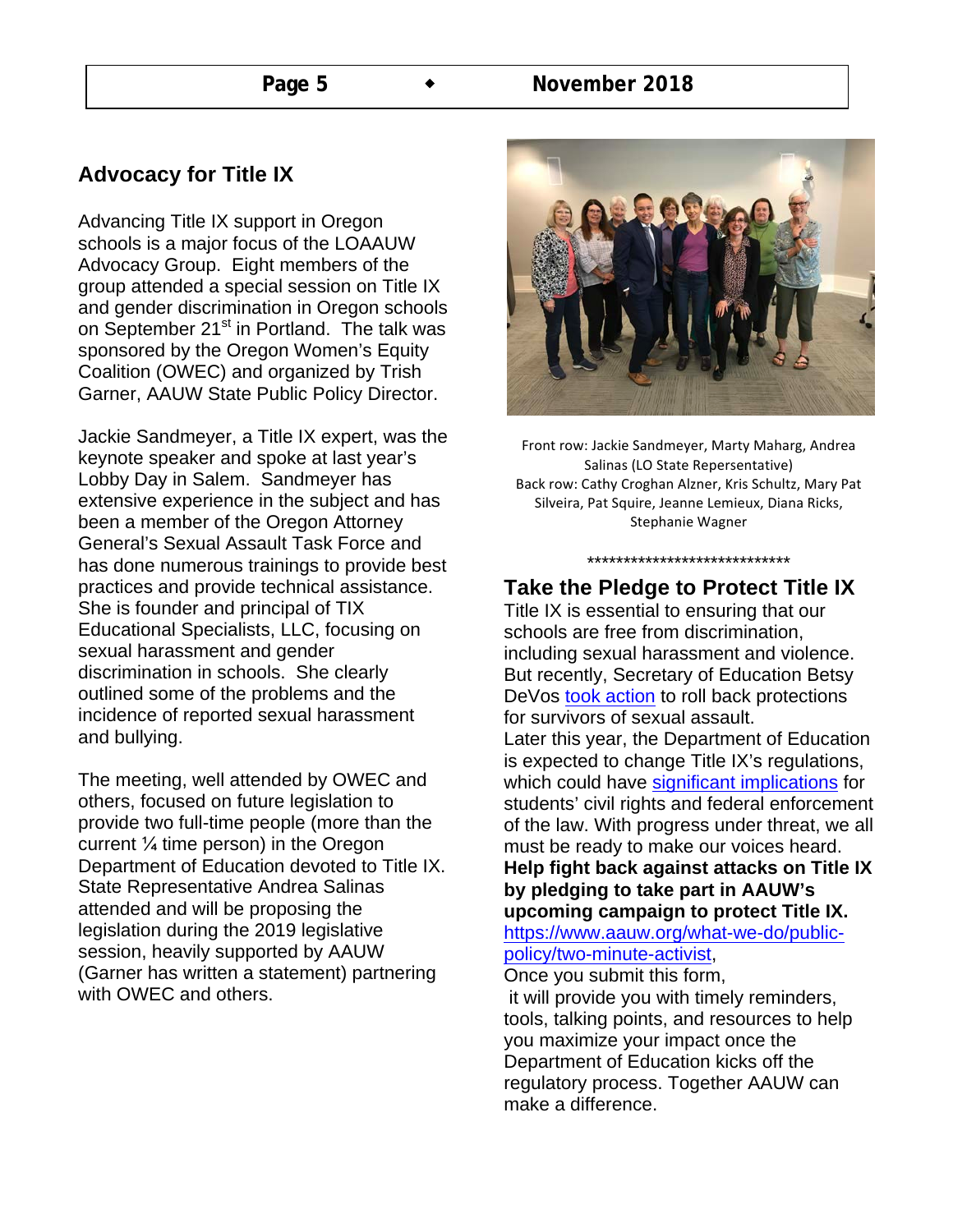## Advocacy for Title IX

Advancing Title IX support in Oregon schools is a major focus of the LOAAUW Advocacy Group. Eight members of the group attended a special session on Title IX and gender discrimination in Oregon schools on September 21st in Portland. The talk was sponsored by the Oregon Women's Equity Coalition (OWEC) and organized by Trish Garner, AAUW State Public Policy Director.

Jackie Sandmeyer, a Title IX expert, was the keynote speaker and spoke at last year's Lobby Day in Salem. Sandmeyer has extensive experience in the subject and has been a member of the Oregon Attorney General's Sexual Assault Task Force and has done numerous trainings to provide best practices and provide technical assistance. She is founder and principal of TIX Educational Specialists, LLC, focusing on sexual harassment and gender discrimination in schools. She clearly outlined some of the problems and the incidence of reported sexual harassment and bullying.

The meeting, well attended by OWEC and others, focused on future legislation to provide two full-time people (more than the current ¼ time person) in the Oregon Department of Education devoted to Title IX. State Representative Andrea Salinas attended and will be proposing the legislation during the 2019 legislative session, heavily supported by AAUW (Garner has written a statement) partnering with OWEC and others.

Front row: Jackie Sandmeyer, Marty Maharg, Andrea Salinas (LO State Repersentative)
Back row: Cathy Croghan Alzner, Kris Schultz, Mary Pat Silveira, Pat Squire, Jeanne Lemieux, Diana Ricks, Stephanie Wagner

****************************

## Take the Pledge to Protect Title IX

Title IX is essential to ensuring that our schools are free from discrimination, including sexual harassment and violence. But recently, Secretary of Education Betsy DeVos took action to roll back protections for survivors of sexual assault.

Later this year, the Department of Education is expected to change Title IX's regulations, which could have significant implications for students' civil rights and federal enforcement of the law. With progress under threat, we all must be ready to make our voices heard.

**Help fight back against attacks on Title IX by pledging to take part in AAUW's upcoming campaign to protect Title IX.**

https://www.aauw.org/what-we-do/public-policy/two-minute-activist,

Once you submit this form, it will provide you with timely reminders, tools, talking points, and resources to help you maximize your impact once the Department of Education kicks off the regulatory process. Together AAUW can make a difference.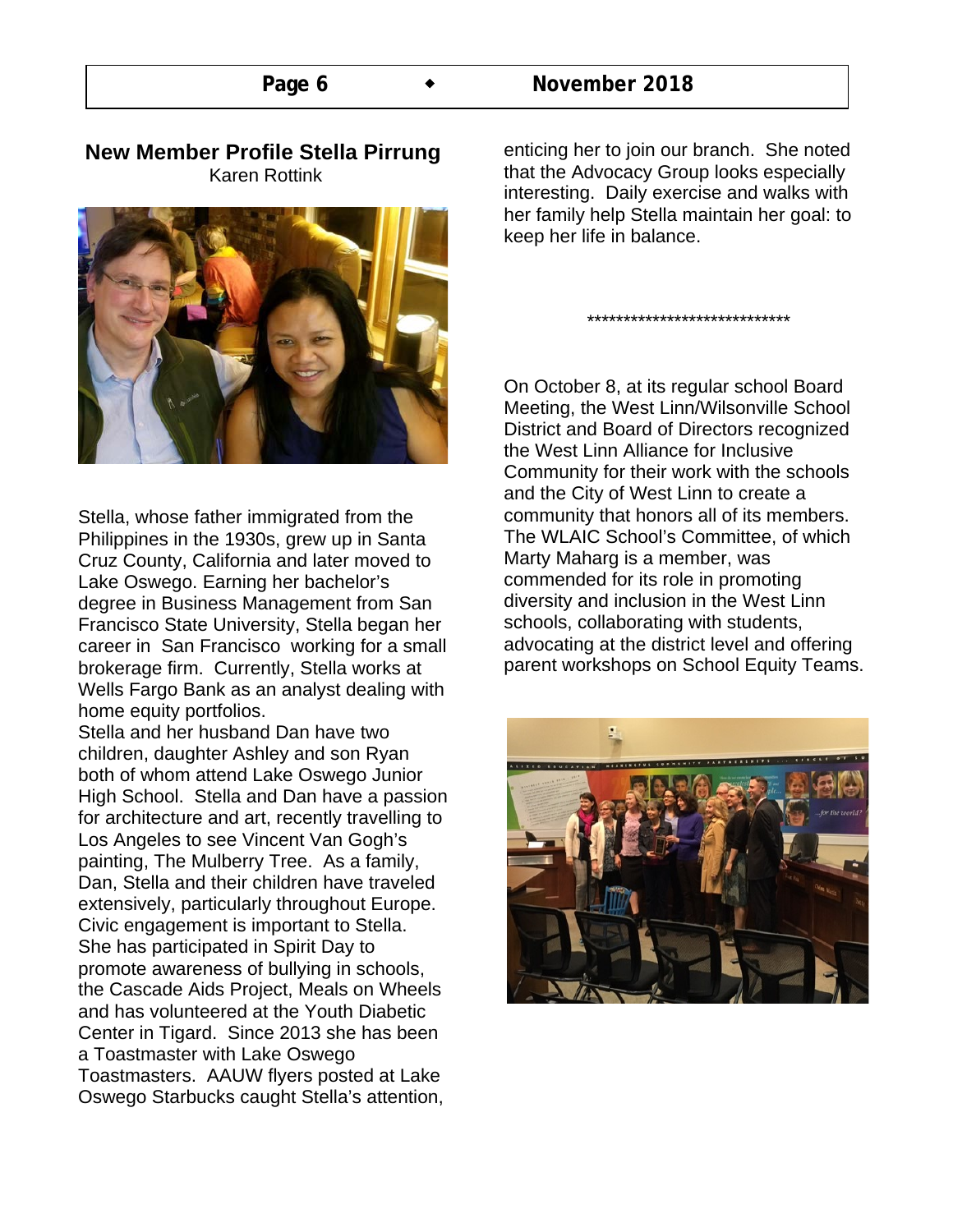## New Member Profile Stella Pirrung

Karen Rottink

Stella, whose father immigrated from the Philippines in the 1930s, grew up in Santa Cruz County, California and later moved to Lake Oswego. Earning her bachelor's degree in Business Management from San Francisco State University, Stella began her career in San Francisco working for a small brokerage firm. Currently, Stella works at Wells Fargo Bank as an analyst dealing with home equity portfolios.

Stella and her husband Dan have two children, daughter Ashley and son Ryan both of whom attend Lake Oswego Junior High School. Stella and Dan have a passion for architecture and art, recently travelling to Los Angeles to see Vincent Van Gogh's painting, The Mulberry Tree. As a family, Dan, Stella and their children have traveled extensively, particularly throughout Europe. Civic engagement is important to Stella. She has participated in Spirit Day to promote awareness of bullying in schools, the Cascade Aids Project, Meals on Wheels and has volunteered at the Youth Diabetic Center in Tigard. Since 2013 she has been a Toastmaster with Lake Oswego Toastmasters. AAUW flyers posted at Lake Oswego Starbucks caught Stella's attention, enticing her to join our branch. She noted that the Advocacy Group looks especially interesting. Daily exercise and walks with her family help Stella maintain her goal: to keep her life in balance.

*****************************

On October 8, at its regular school Board Meeting, the West Linn/Wilsonville School District and Board of Directors recognized the West Linn Alliance for Inclusive Community for their work with the schools and the City of West Linn to create a community that honors all of its members. The WLAIC School's Committee, of which Marty Maharg is a member, was commended for its role in promoting diversity and inclusion in the West Linn schools, collaborating with students, advocating at the district level and offering parent workshops on School Equity Teams.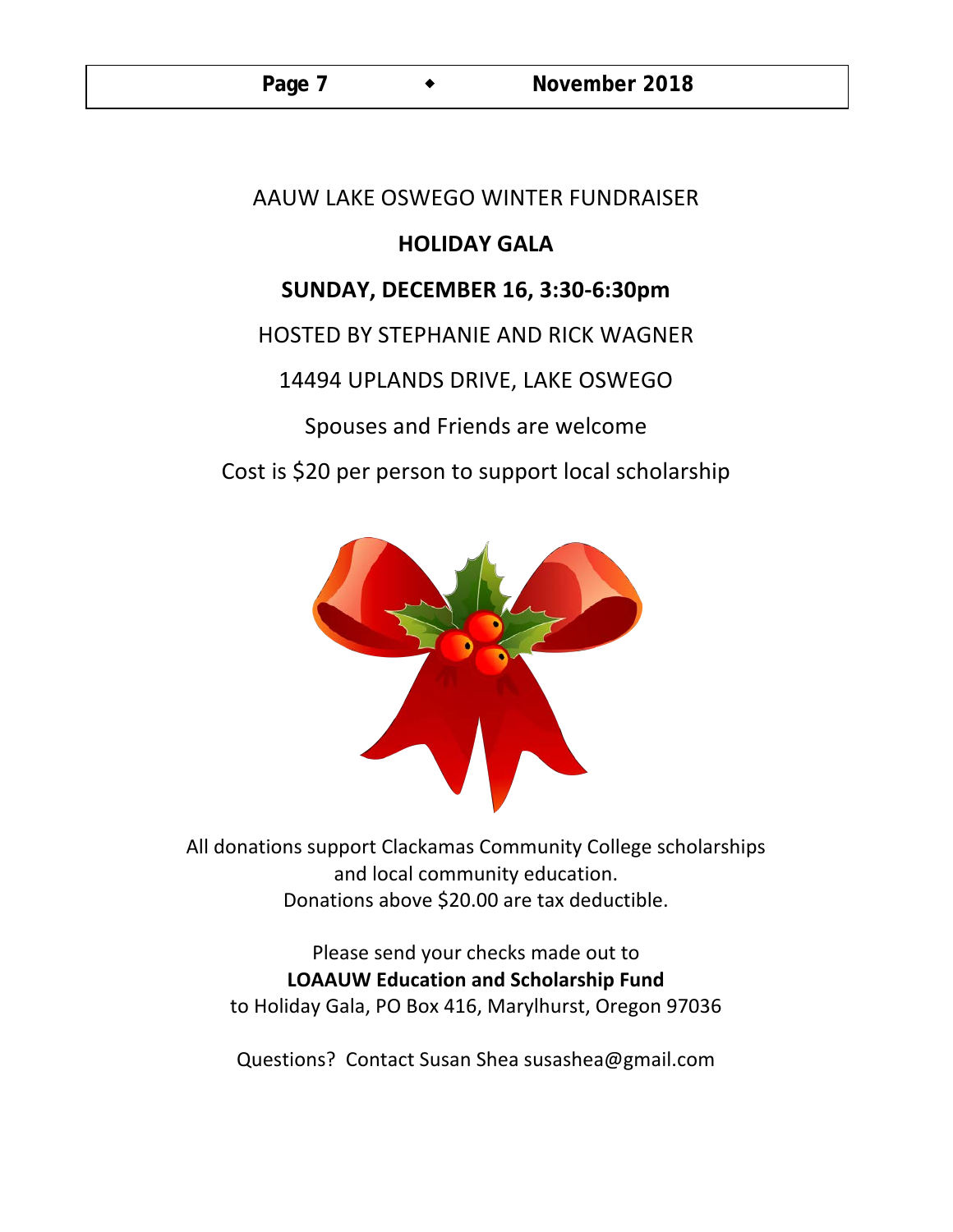AAUW LAKE OSWEGO WINTER FUNDRAISER

**HOLIDAY GALA**

**SUNDAY, DECEMBER 16, 3:30-6:30pm**

HOSTED BY STEPHANIE AND RICK WAGNER

14494 UPLANDS DRIVE, LAKE OSWEGO

Spouses and Friends are welcome

Cost is $20 per person to support local scholarship

All donations support Clackamas Community College scholarships
and local community education.
Donations above $20.00 are tax deductible.

Please send your checks made out to
**LOAAUW Education and Scholarship Fund**
to Holiday Gala, PO Box 416, Marylhurst, Oregon 97036

Questions? Contact Susan Shea susashea@gmail.com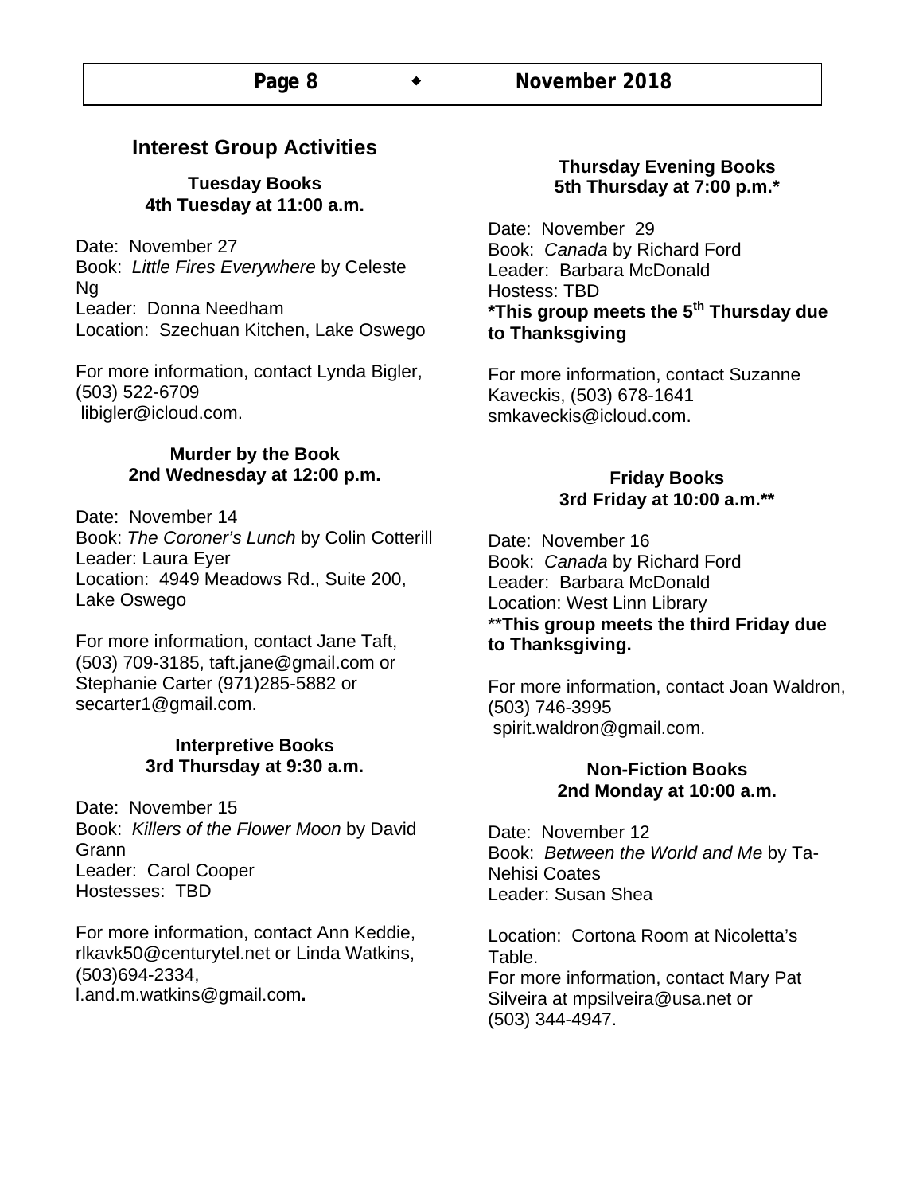## Interest Group Activities

### Tuesday Books
**4th Tuesday at 11:00 a.m.**

Date: November 27
Book: *Little Fires Everywhere* by Celeste Ng
Leader: Donna Needham
Location: Szechuan Kitchen, Lake Oswego

For more information, contact Lynda Bigler, (503) 522-6709
libigler@icloud.com.

### Murder by the Book
**2nd Wednesday at 12:00 p.m.**

Date: November 14
Book: *The Coroner's Lunch* by Colin Cotterill
Leader: Laura Eyer
Location: 4949 Meadows Rd., Suite 200, Lake Oswego

For more information, contact Jane Taft, (503) 709-3185, taft.jane@gmail.com or Stephanie Carter (971)285-5882 or secarter1@gmail.com.

### Interpretive Books
**3rd Thursday at 9:30 a.m.**

Date: November 15
Book: *Killers of the Flower Moon* by David Grann
Leader: Carol Cooper
Hostesses: TBD

For more information, contact Ann Keddie, rlkavk50@centurytel.net or Linda Watkins, (503)694-2334,
l.and.m.watkins@gmail.com**.**

### Thursday Evening Books
**5th Thursday at 7:00 p.m.***

Date: November 29
Book: *Canada* by Richard Ford
Leader: Barbara McDonald
Hostess: TBD
***This group meets the 5th Thursday due to Thanksgiving**

For more information, contact Suzanne Kaveckis, (503) 678-1641
smkaveckis@icloud.com.

### Friday Books
**3rd Friday at 10:00 a.m.****

Date: November 16
Book: *Canada* by Richard Ford
Leader: Barbara McDonald
Location: West Linn Library
****This group meets the third Friday due to Thanksgiving.**

For more information, contact Joan Waldron, (503) 746-3995
spirit.waldron@gmail.com.

### Non-Fiction Books
**2nd Monday at 10:00 a.m.**

Date: November 12
Book: *Between the World and Me* by Ta-Nehisi Coates
Leader: Susan Shea

Location: Cortona Room at Nicoletta's Table.
For more information, contact Mary Pat Silveira at mpsilveira@usa.net or (503) 344-4947.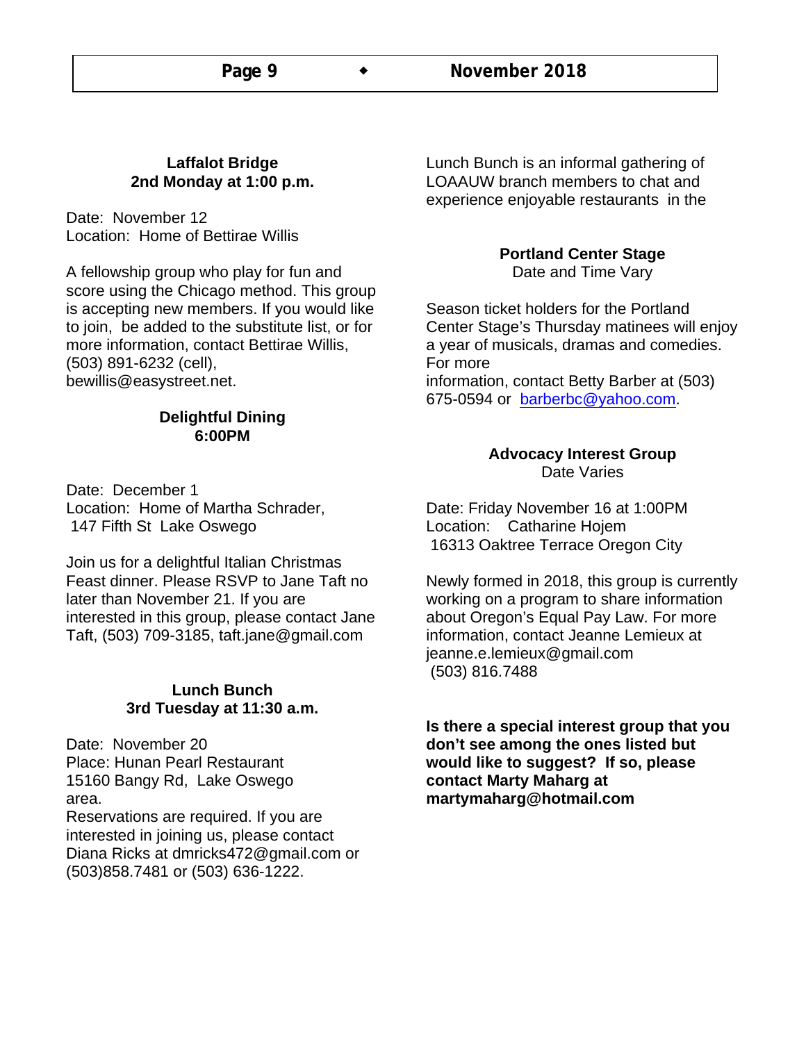### Laffalot Bridge
### 2nd Monday at 1:00 p.m.

Date: November 12
Location: Home of Bettirae Willis

A fellowship group who play for fun and score using the Chicago method. This group is accepting new members. If you would like to join, be added to the substitute list, or for more information, contact Bettirae Willis, (503) 891-6232 (cell), bewillis@easystreet.net.

### Delightful Dining
### 6:00PM

Date: December 1
Location: Home of Martha Schrader, 147 Fifth St Lake Oswego

Join us for a delightful Italian Christmas Feast dinner. Please RSVP to Jane Taft no later than November 21. If you are interested in this group, please contact Jane Taft, (503) 709-3185, taft.jane@gmail.com

### Lunch Bunch
### 3rd Tuesday at 11:30 a.m.

Date: November 20
Place: Hunan Pearl Restaurant
15160 Bangy Rd, Lake Oswego area.
Reservations are required. If you are interested in joining us, please contact Diana Ricks at dmricks472@gmail.com or (503)858.7481 or (503) 636-1222.

Lunch Bunch is an informal gathering of LOAAUW branch members to chat and experience enjoyable restaurants in the

### Portland Center Stage
Date and Time Vary

Season ticket holders for the Portland Center Stage's Thursday matinees will enjoy a year of musicals, dramas and comedies. For more information, contact Betty Barber at (503) 675-0594 or barberbc@yahoo.com.

### Advocacy Interest Group
Date Varies

Date: Friday November 16 at 1:00PM
Location: Catharine Hojem
16313 Oaktree Terrace Oregon City

Newly formed in 2018, this group is currently working on a program to share information about Oregon's Equal Pay Law. For more information, contact Jeanne Lemieux at jeanne.e.lemieux@gmail.com
(503) 816.7488

**Is there a special interest group that you don't see among the ones listed but would like to suggest? If so, please contact Marty Maharg at martymaharg@hotmail.com**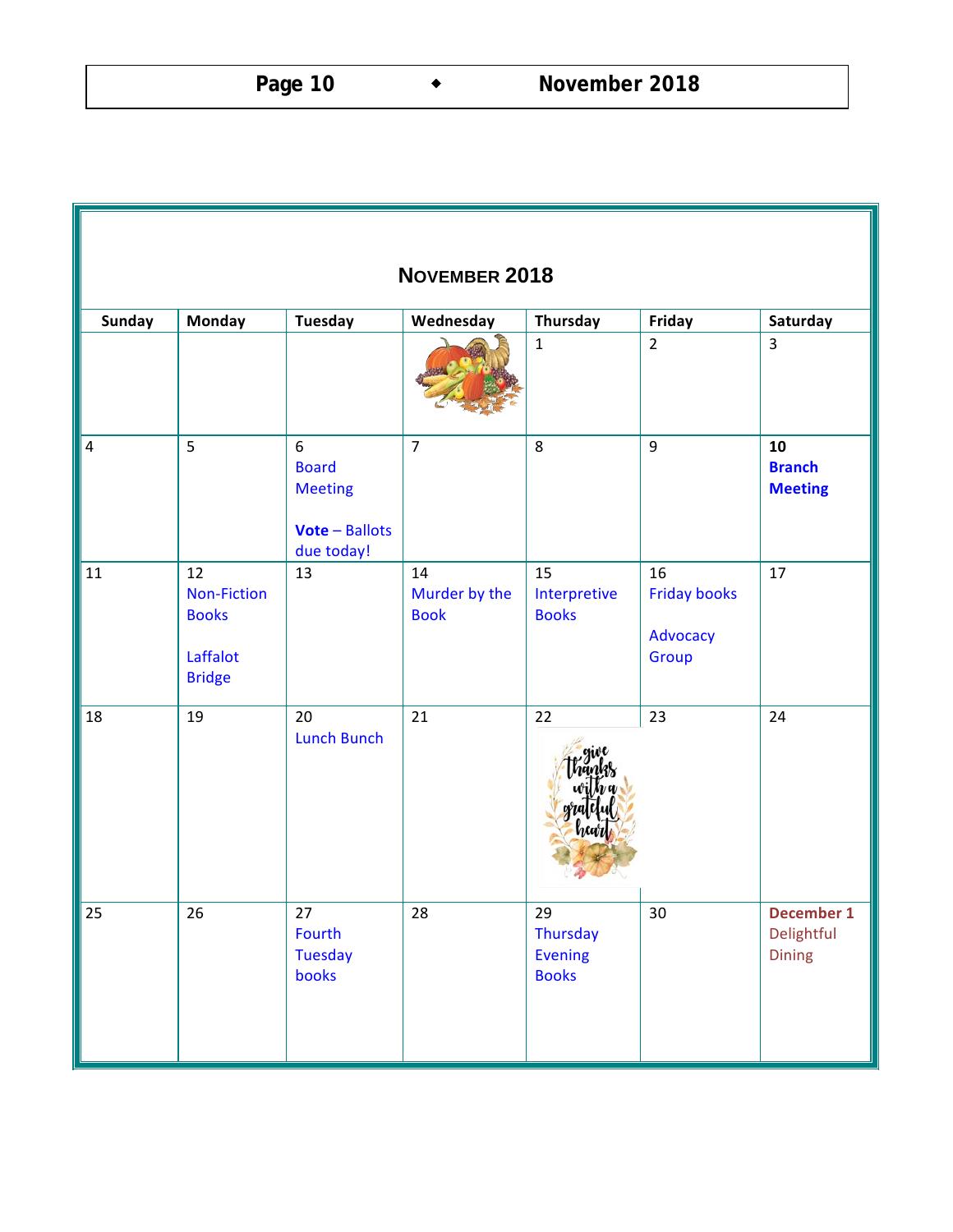## November 2018

| Sunday | Monday | Tuesday | Wednesday | Thursday | Friday | Saturday |
|---|---|---|---|---|---|---|
| | | | | 1 | 2 | 3 |
| 4 | 5 | 6 Board Meeting **Vote** – Ballots due today! | 7 | 8 | 9 | **10 Branch Meeting** |
| 11 | 12 Non-Fiction Books Laffalot Bridge | 13 | 14 Murder by the Book | 15 Interpretive Books | 16 Friday books Advocacy Group | 17 |
| 18 | 19 | 20 Lunch Bunch | 21 | 22 | 23 | 24 |
| 25 | 26 | 27 Fourth Tuesday books | 28 | 29 Thursday Evening Books | 30 | **December 1** Delightful Dining |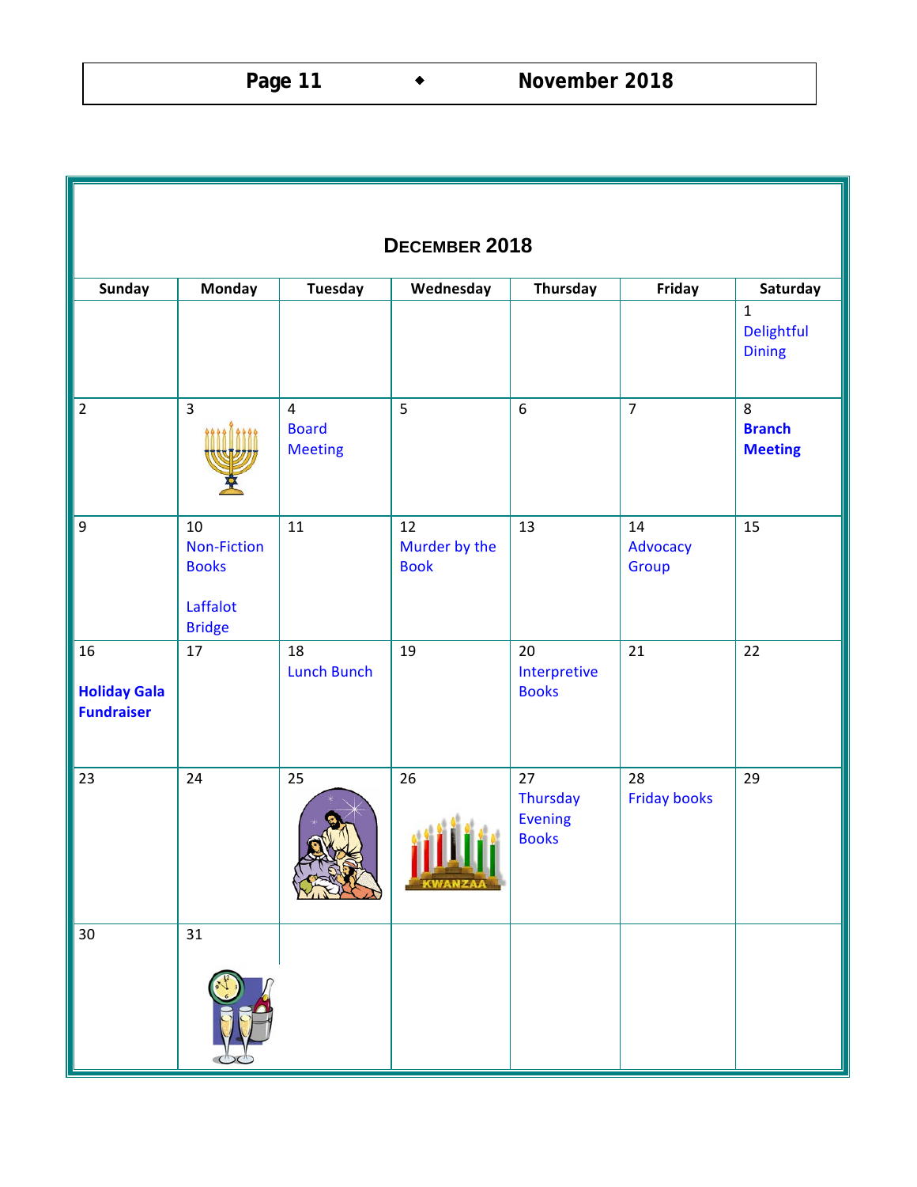# DECEMBER 2018

| Sunday | Monday | Tuesday | Wednesday | Thursday | Friday | Saturday |
|---|---|---|---|---|---|---|
| | | | | | | 1 Delightful Dining |
| 2 | 3 | 4 Board Meeting | 5 | 6 | 7 | 8 **Branch Meeting** |
| 9 | 10 Non-Fiction Books<br><br>Laffalot Bridge | 11 | 12 Murder by the Book | 13 | 14 Advocacy Group | 15 |
| 16<br><br>**Holiday Gala Fundraiser** | 17 | 18 Lunch Bunch | 19 | 20 Interpretive Books | 21 | 22 |
| 23 | 24 | 25 | 26 | 27 Thursday Evening Books | 28 Friday books | 29 |
| 30 | 31 | | | | | |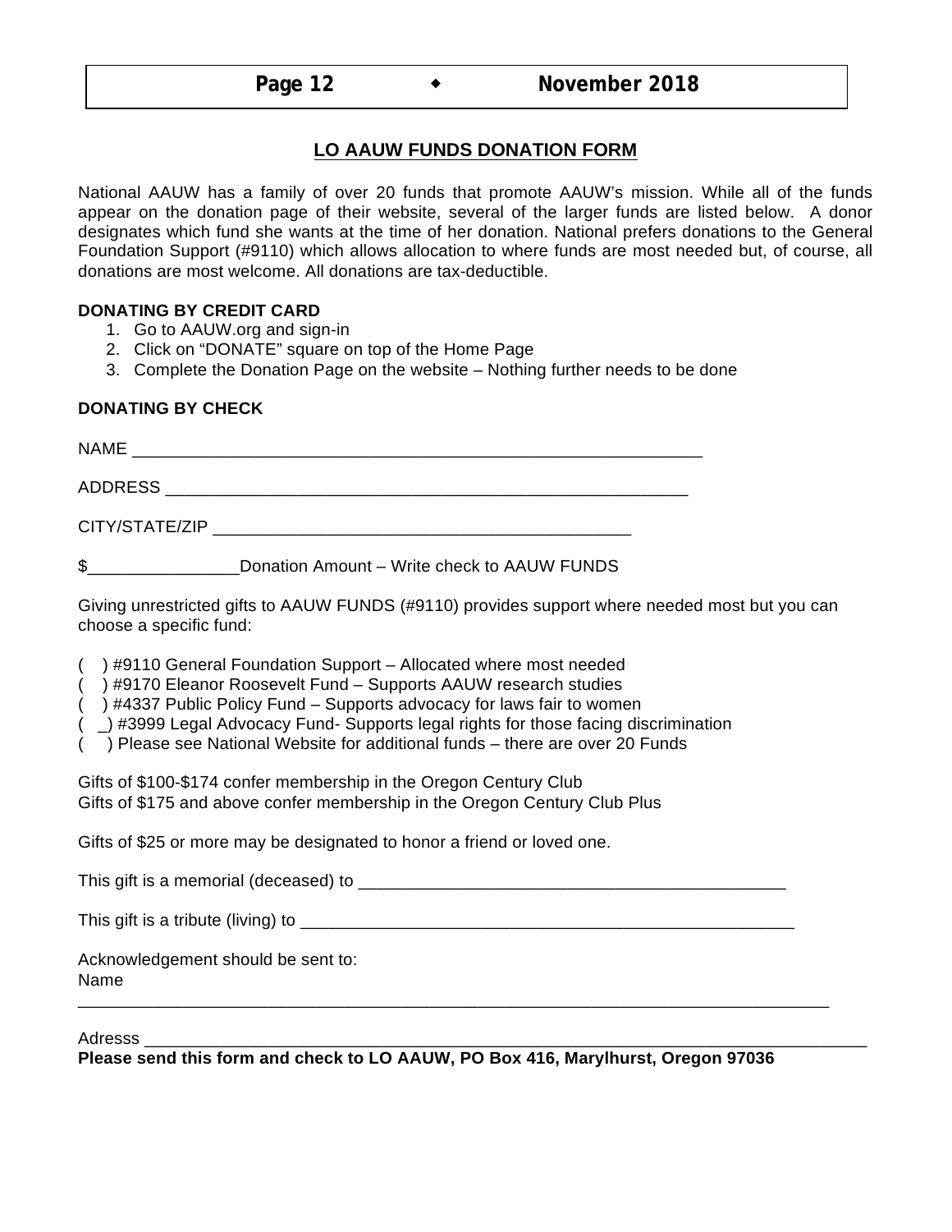## LO AAUW FUNDS DONATION FORM

National AAUW has a family of over 20 funds that promote AAUW's mission. While all of the funds appear on the donation page of their website, several of the larger funds are listed below. A donor designates which fund she wants at the time of her donation. National prefers donations to the General Foundation Support (#9110) which allows allocation to where funds are most needed but, of course, all donations are most welcome. All donations are tax-deductible.

**DONATING BY CREDIT CARD**

1. Go to AAUW.org and sign-in
2. Click on "DONATE" square on top of the Home Page
3. Complete the Donation Page on the website – Nothing further needs to be done

**DONATING BY CHECK**

NAME ____________________________________________________________

ADDRESS _________________________________________________________

CITY/STATE/ZIP ____________________________________________

$________________Donation Amount – Write check to AAUW FUNDS

Giving unrestricted gifts to AAUW FUNDS (#9110) provides support where needed most but you can choose a specific fund:

(   ) #9110 General Foundation Support – Allocated where most needed
(   ) #9170 Eleanor Roosevelt Fund – Supports AAUW research studies
(   ) #4337 Public Policy Fund – Supports advocacy for laws fair to women
(  _) #3999 Legal Advocacy Fund- Supports legal rights for those facing discrimination
(   ) Please see National Website for additional funds – there are over 20 Funds

Gifts of $100-$174 confer membership in the Oregon Century Club
Gifts of $175 and above confer membership in the Oregon Century Club Plus

Gifts of $25 or more may be designated to honor a friend or loved one.

This gift is a memorial (deceased) to ______________________________________________

This gift is a tribute (living) to ____________________________________________________

Acknowledgement should be sent to:
Name
_____________________________________________________________________________

Adresss ______________________________________________________________________

**Please send this form and check to LO AAUW, PO Box 416, Marylhurst, Oregon 97036**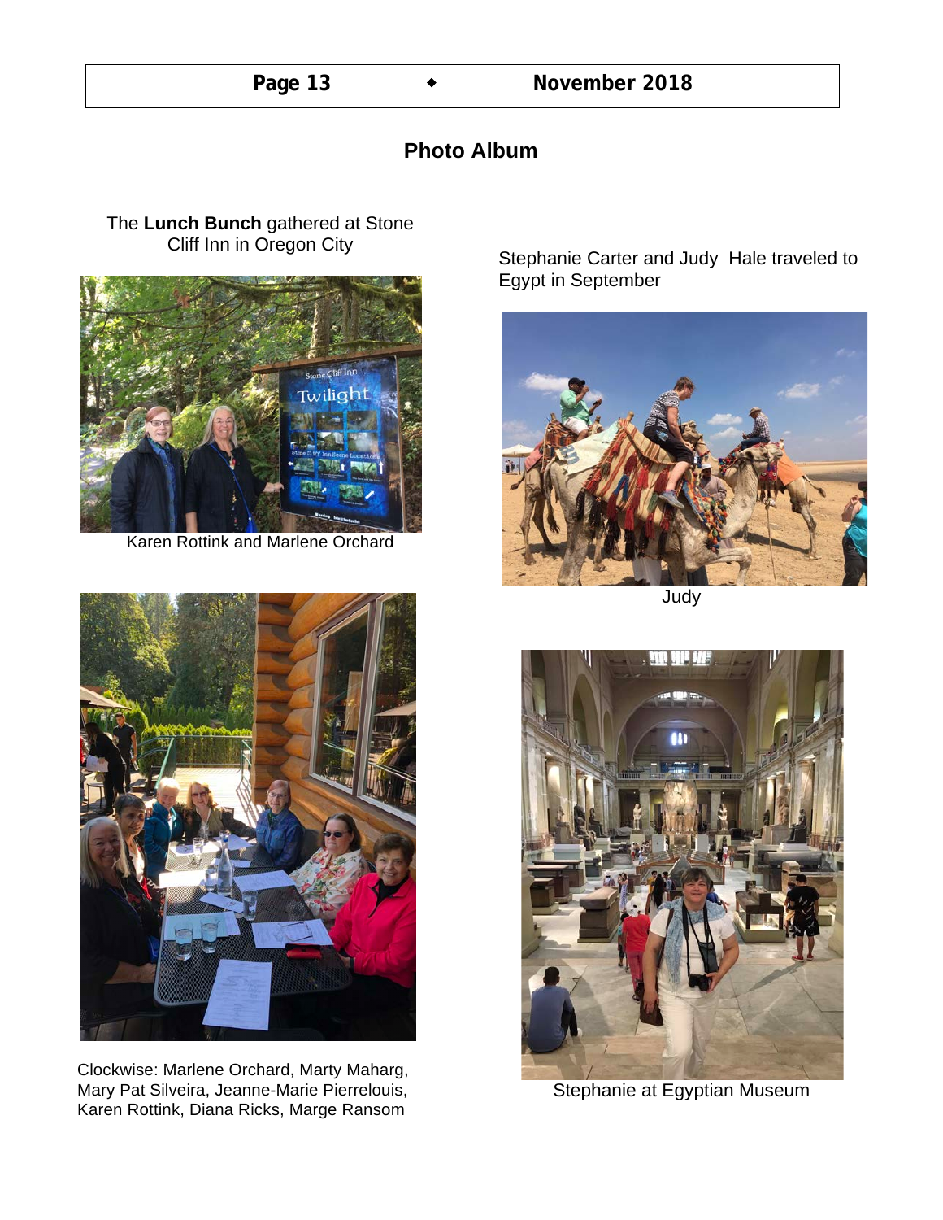## Photo Album

The **Lunch Bunch** gathered at Stone Cliff Inn in Oregon City

Karen Rottink and Marlene Orchard

Clockwise: Marlene Orchard, Marty Maharg, Mary Pat Silveira, Jeanne-Marie Pierrelouis, Karen Rottink, Diana Ricks, Marge Ransom

Stephanie Carter and Judy Hale traveled to Egypt in September

Judy

Stephanie at Egyptian Museum